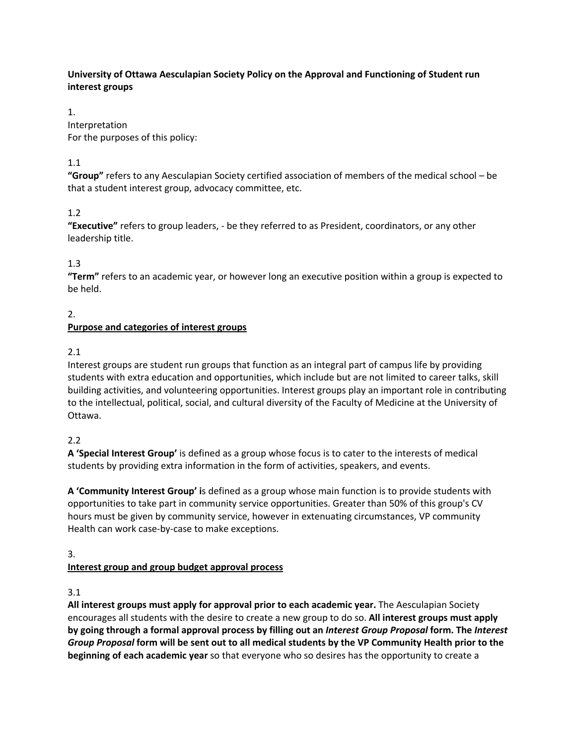**University of Ottawa Aesculapian Society Policy on the Approval and Functioning of Student run interest groups**

1.
Interpretation
For the purposes of this policy:

1.1
**"Group"** refers to any Aesculapian Society certified association of members of the medical school – be that a student interest group, advocacy committee, etc.

1.2
**"Executive"** refers to group leaders, - be they referred to as President, coordinators, or any other leadership title.

1.3
**"Term"** refers to an academic year, or however long an executive position within a group is expected to be held.

2.
**<u>Purpose and categories of interest groups</u>**

2.1
Interest groups are student run groups that function as an integral part of campus life by providing students with extra education and opportunities, which include but are not limited to career talks, skill building activities, and volunteering opportunities. Interest groups play an important role in contributing to the intellectual, political, social, and cultural diversity of the Faculty of Medicine at the University of Ottawa.

2.2
**A 'Special Interest Group'** is defined as a group whose focus is to cater to the interests of medical students by providing extra information in the form of activities, speakers, and events.

**A 'Community Interest Group' i**s defined as a group whose main function is to provide students with opportunities to take part in community service opportunities. Greater than 50% of this group's CV hours must be given by community service, however in extenuating circumstances, VP community Health can work case-by-case to make exceptions.

3.
**<u>Interest group and group budget approval process</u>**

3.1
**All interest groups must apply for approval prior to each academic year.** The Aesculapian Society encourages all students with the desire to create a new group to do so. **All interest groups must apply by going through a formal approval process by filling out an *Interest Group Proposal* form. The *Interest Group Proposal* form will be sent out to all medical students by the VP Community Health prior to the beginning of each academic year** so that everyone who so desires has the opportunity to create a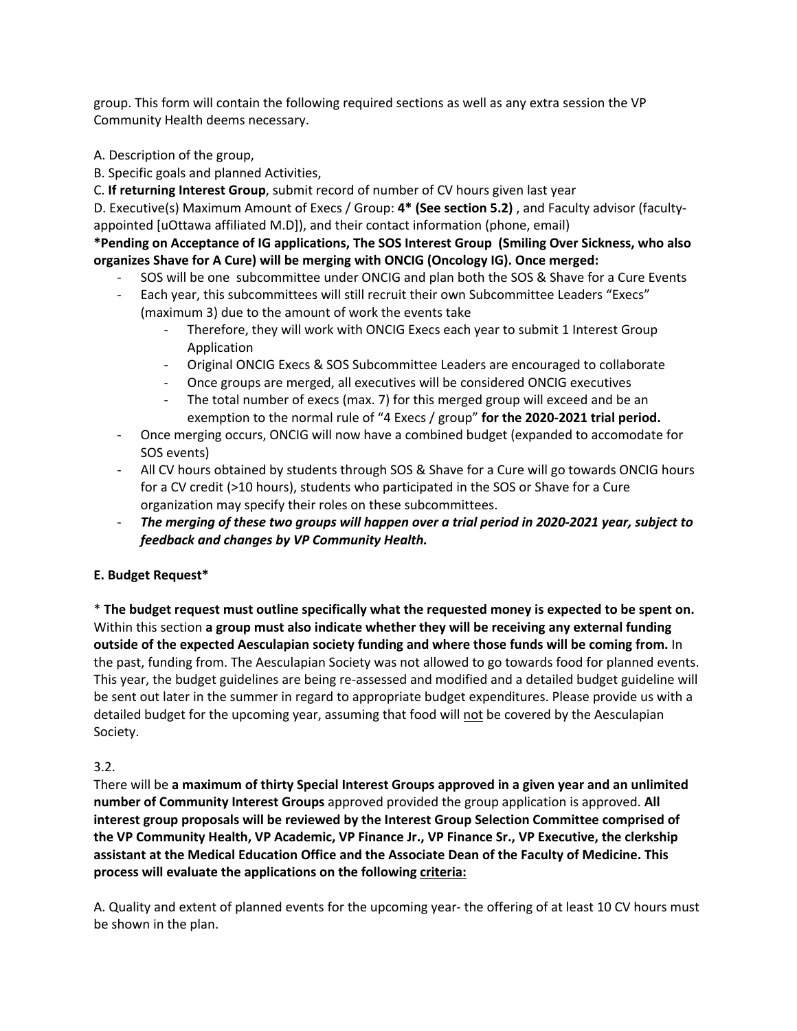group. This form will contain the following required sections as well as any extra session the VP Community Health deems necessary.

A. Description of the group,

B. Specific goals and planned Activities,

C. **If returning Interest Group**, submit record of number of CV hours given last year

D. Executive(s) Maximum Amount of Execs / Group: **4* (See section 5.2)** , and Faculty advisor (faculty-appointed [uOttawa affiliated M.D]), and their contact information (phone, email)

***Pending on Acceptance of IG applications, The SOS Interest Group (Smiling Over Sickness, who also organizes Shave for A Cure) will be merging with ONCIG (Oncology IG). Once merged:**

- SOS will be one subcommittee under ONCIG and plan both the SOS & Shave for a Cure Events
- Each year, this subcommittees will still recruit their own Subcommittee Leaders "Execs" (maximum 3) due to the amount of work the events take
    - Therefore, they will work with ONCIG Execs each year to submit 1 Interest Group Application
    - Original ONCIG Execs & SOS Subcommittee Leaders are encouraged to collaborate
    - Once groups are merged, all executives will be considered ONCIG executives
    - The total number of execs (max. 7) for this merged group will exceed and be an exemption to the normal rule of "4 Execs / group" **for the 2020-2021 trial period.**
- Once merging occurs, ONCIG will now have a combined budget (expanded to accomodate for SOS events)
- All CV hours obtained by students through SOS & Shave for a Cure will go towards ONCIG hours for a CV credit (>10 hours), students who participated in the SOS or Shave for a Cure organization may specify their roles on these subcommittees.
- ***The merging of these two groups will happen over a trial period in 2020-2021 year, subject to feedback and changes by VP Community Health.***

**E. Budget Request***

* **The budget request must outline specifically what the requested money is expected to be spent on.** Within this section **a group must also indicate whether they will be receiving any external funding outside of the expected Aesculapian society funding and where those funds will be coming from.** In the past, funding from. The Aesculapian Society was not allowed to go towards food for planned events. This year, the budget guidelines are being re-assessed and modified and a detailed budget guideline will be sent out later in the summer in regard to appropriate budget expenditures. Please provide us with a detailed budget for the upcoming year, assuming that food will <u>not</u> be covered by the Aesculapian Society.

3.2.

There will be **a maximum of thirty Special Interest Groups approved in a given year and an unlimited number of Community Interest Groups** approved provided the group application is approved. **All interest group proposals will be reviewed by the Interest Group Selection Committee comprised of the VP Community Health, VP Academic, VP Finance Jr., VP Finance Sr., VP Executive, the clerkship assistant at the Medical Education Office and the Associate Dean of the Faculty of Medicine. This process will evaluate the applications on the following <u>criteria:</u>**

A. Quality and extent of planned events for the upcoming year- the offering of at least 10 CV hours must be shown in the plan.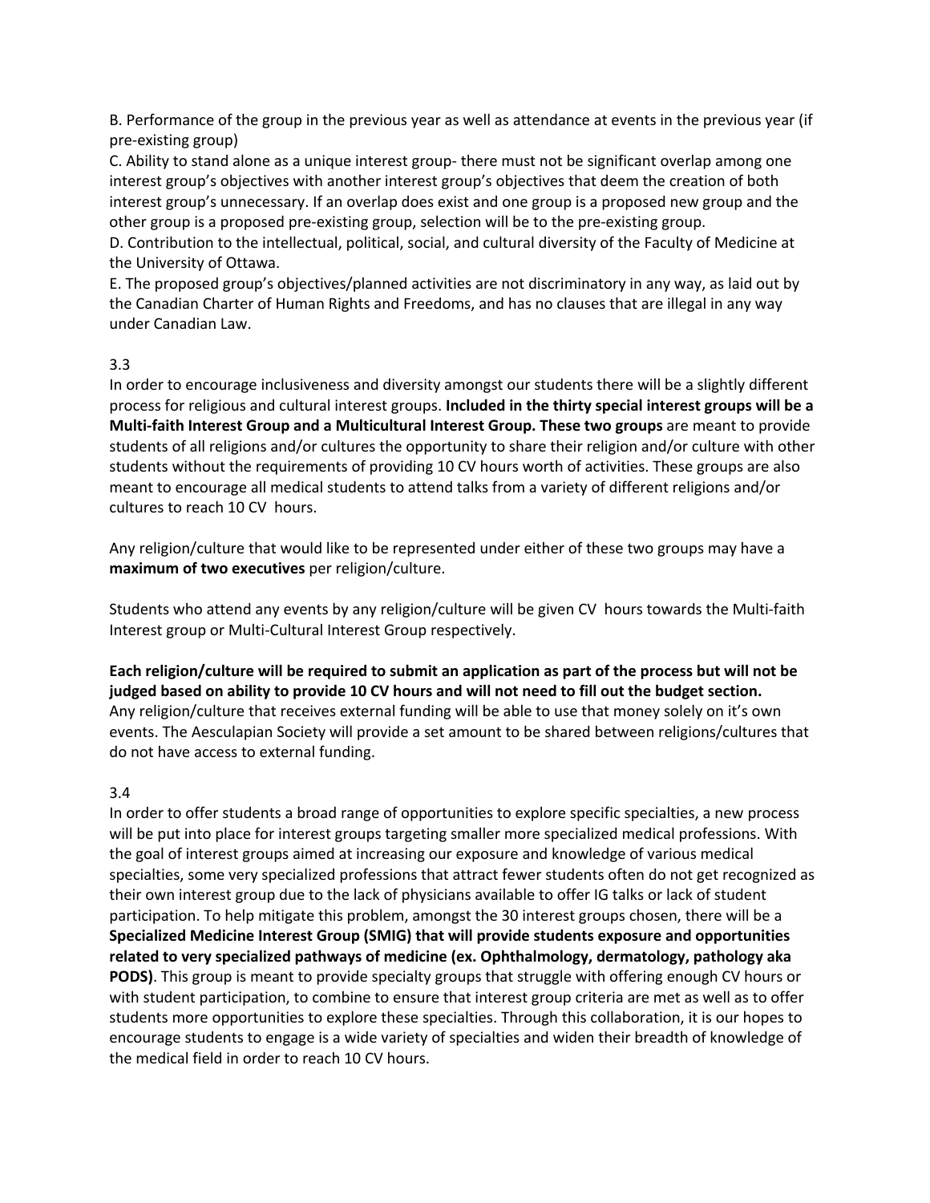B. Performance of the group in the previous year as well as attendance at events in the previous year (if pre-existing group)

C. Ability to stand alone as a unique interest group- there must not be significant overlap among one interest group's objectives with another interest group's objectives that deem the creation of both interest group's unnecessary. If an overlap does exist and one group is a proposed new group and the other group is a proposed pre-existing group, selection will be to the pre-existing group.

D. Contribution to the intellectual, political, social, and cultural diversity of the Faculty of Medicine at the University of Ottawa.

E. The proposed group's objectives/planned activities are not discriminatory in any way, as laid out by the Canadian Charter of Human Rights and Freedoms, and has no clauses that are illegal in any way under Canadian Law.

3.3

In order to encourage inclusiveness and diversity amongst our students there will be a slightly different process for religious and cultural interest groups. **Included in the thirty special interest groups will be a Multi-faith Interest Group and a Multicultural Interest Group. These two groups** are meant to provide students of all religions and/or cultures the opportunity to share their religion and/or culture with other students without the requirements of providing 10 CV hours worth of activities. These groups are also meant to encourage all medical students to attend talks from a variety of different religions and/or cultures to reach 10 CV hours.

Any religion/culture that would like to be represented under either of these two groups may have a **maximum of two executives** per religion/culture.

Students who attend any events by any religion/culture will be given CV hours towards the Multi-faith Interest group or Multi-Cultural Interest Group respectively.

**Each religion/culture will be required to submit an application as part of the process but will not be judged based on ability to provide 10 CV hours and will not need to fill out the budget section.** Any religion/culture that receives external funding will be able to use that money solely on it's own events. The Aesculapian Society will provide a set amount to be shared between religions/cultures that do not have access to external funding.

3.4

In order to offer students a broad range of opportunities to explore specific specialties, a new process will be put into place for interest groups targeting smaller more specialized medical professions. With the goal of interest groups aimed at increasing our exposure and knowledge of various medical specialties, some very specialized professions that attract fewer students often do not get recognized as their own interest group due to the lack of physicians available to offer IG talks or lack of student participation. To help mitigate this problem, amongst the 30 interest groups chosen, there will be a **Specialized Medicine Interest Group (SMIG) that will provide students exposure and opportunities related to very specialized pathways of medicine (ex. Ophthalmology, dermatology, pathology aka PODS)**. This group is meant to provide specialty groups that struggle with offering enough CV hours or with student participation, to combine to ensure that interest group criteria are met as well as to offer students more opportunities to explore these specialties. Through this collaboration, it is our hopes to encourage students to engage is a wide variety of specialties and widen their breadth of knowledge of the medical field in order to reach 10 CV hours.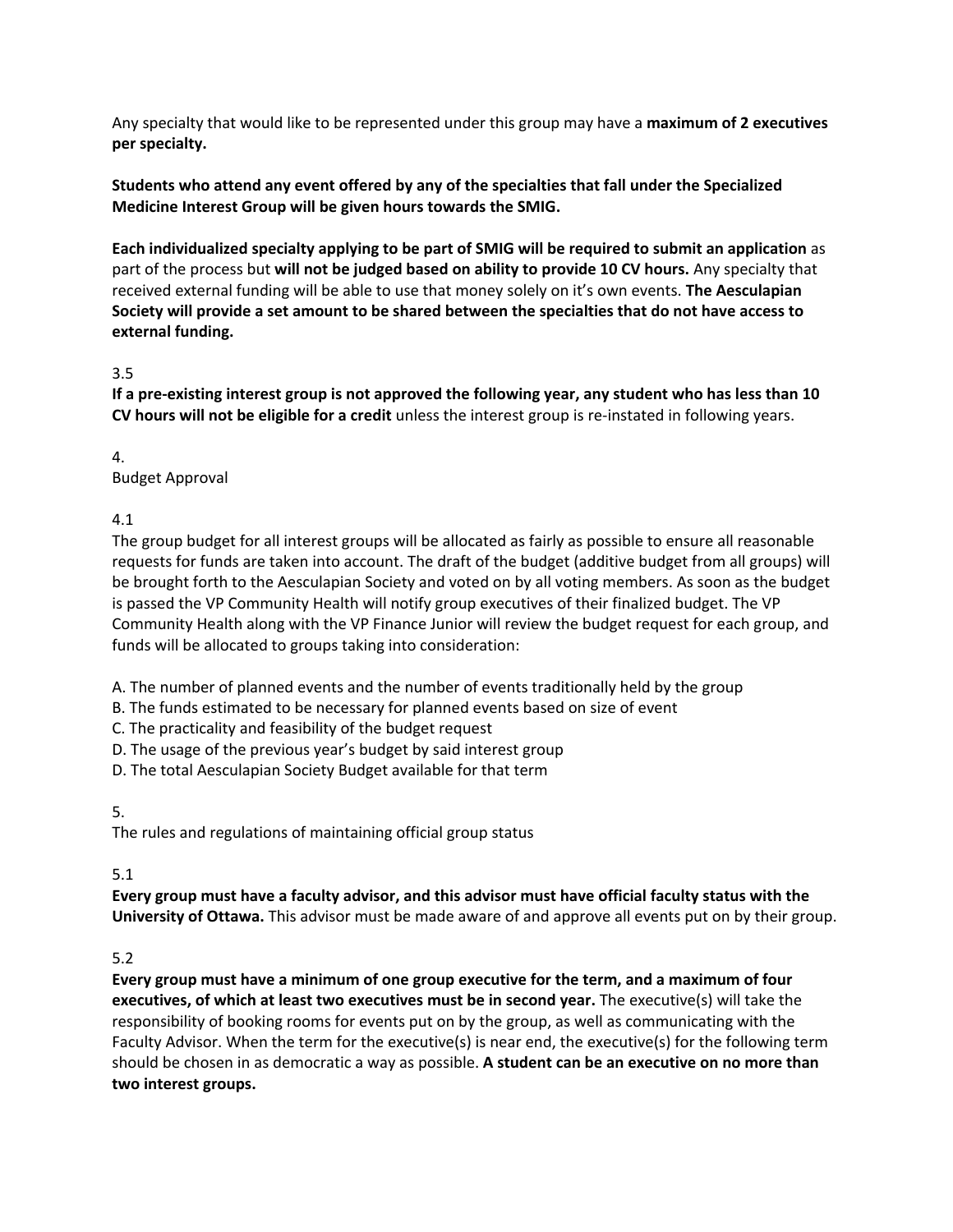Any specialty that would like to be represented under this group may have a **maximum of 2 executives per specialty.**

**Students who attend any event offered by any of the specialties that fall under the Specialized Medicine Interest Group will be given hours towards the SMIG.**

**Each individualized specialty applying to be part of SMIG will be required to submit an application** as part of the process but **will not be judged based on ability to provide 10 CV hours.** Any specialty that received external funding will be able to use that money solely on it's own events. **The Aesculapian Society will provide a set amount to be shared between the specialties that do not have access to external funding.**

3.5

**If a pre-existing interest group is not approved the following year, any student who has less than 10 CV hours will not be eligible for a credit** unless the interest group is re-instated in following years.

4.

Budget Approval

4.1

The group budget for all interest groups will be allocated as fairly as possible to ensure all reasonable requests for funds are taken into account. The draft of the budget (additive budget from all groups) will be brought forth to the Aesculapian Society and voted on by all voting members. As soon as the budget is passed the VP Community Health will notify group executives of their finalized budget. The VP Community Health along with the VP Finance Junior will review the budget request for each group, and funds will be allocated to groups taking into consideration:

A. The number of planned events and the number of events traditionally held by the group
B. The funds estimated to be necessary for planned events based on size of event
C. The practicality and feasibility of the budget request
D. The usage of the previous year's budget by said interest group
D. The total Aesculapian Society Budget available for that term

5.

The rules and regulations of maintaining official group status

5.1

**Every group must have a faculty advisor, and this advisor must have official faculty status with the University of Ottawa.** This advisor must be made aware of and approve all events put on by their group.

5.2

**Every group must have a minimum of one group executive for the term, and a maximum of four executives, of which at least two executives must be in second year.** The executive(s) will take the responsibility of booking rooms for events put on by the group, as well as communicating with the Faculty Advisor. When the term for the executive(s) is near end, the executive(s) for the following term should be chosen in as democratic a way as possible. **A student can be an executive on no more than two interest groups.**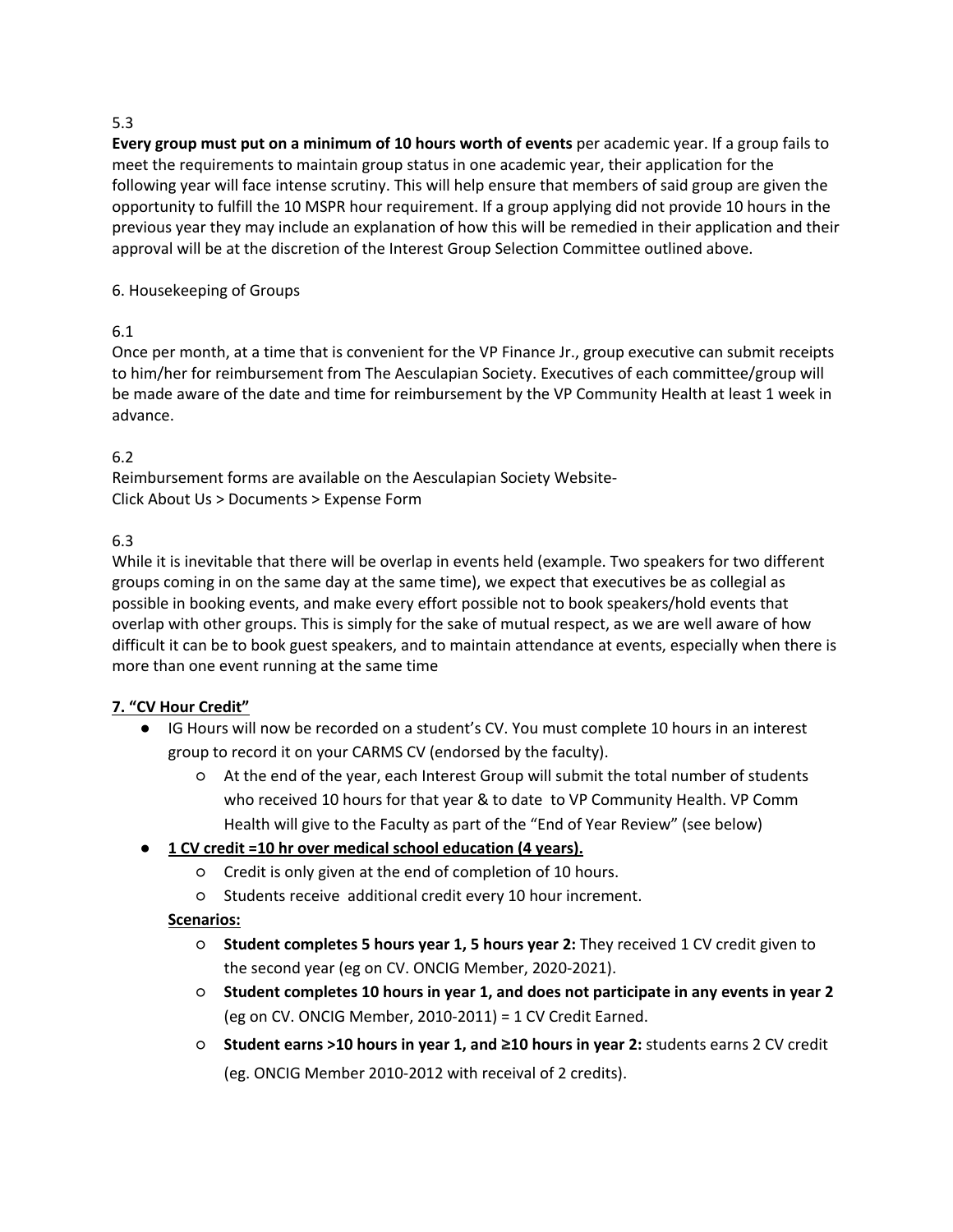5.3

**Every group must put on a minimum of 10 hours worth of events** per academic year. If a group fails to meet the requirements to maintain group status in one academic year, their application for the following year will face intense scrutiny. This will help ensure that members of said group are given the opportunity to fulfill the 10 MSPR hour requirement. If a group applying did not provide 10 hours in the previous year they may include an explanation of how this will be remedied in their application and their approval will be at the discretion of the Interest Group Selection Committee outlined above.

6. Housekeeping of Groups

6.1

Once per month, at a time that is convenient for the VP Finance Jr., group executive can submit receipts to him/her for reimbursement from The Aesculapian Society. Executives of each committee/group will be made aware of the date and time for reimbursement by the VP Community Health at least 1 week in advance.

6.2

Reimbursement forms are available on the Aesculapian Society Website-
Click About Us > Documents > Expense Form

6.3

While it is inevitable that there will be overlap in events held (example. Two speakers for two different groups coming in on the same day at the same time), we expect that executives be as collegial as possible in booking events, and make every effort possible not to book speakers/hold events that overlap with other groups. This is simply for the sake of mutual respect, as we are well aware of how difficult it can be to book guest speakers, and to maintain attendance at events, especially when there is more than one event running at the same time

**7. "CV Hour Credit"**

- IG Hours will now be recorded on a student's CV. You must complete 10 hours in an interest group to record it on your CARMS CV (endorsed by the faculty).
  - At the end of the year, each Interest Group will submit the total number of students who received 10 hours for that year & to date to VP Community Health. VP Comm Health will give to the Faculty as part of the "End of Year Review" (see below)
- **1 CV credit =10 hr over medical school education (4 years).**
  - Credit is only given at the end of completion of 10 hours.
  - Students receive additional credit every 10 hour increment.

**Scenarios:**

- **Student completes 5 hours year 1, 5 hours year 2:** They received 1 CV credit given to the second year (eg on CV. ONCIG Member, 2020-2021).
- **Student completes 10 hours in year 1, and does not participate in any events in year 2** (eg on CV. ONCIG Member, 2010-2011) = 1 CV Credit Earned.
- **Student earns >10 hours in year 1, and ≥10 hours in year 2:** students earns 2 CV credit (eg. ONCIG Member 2010-2012 with receival of 2 credits).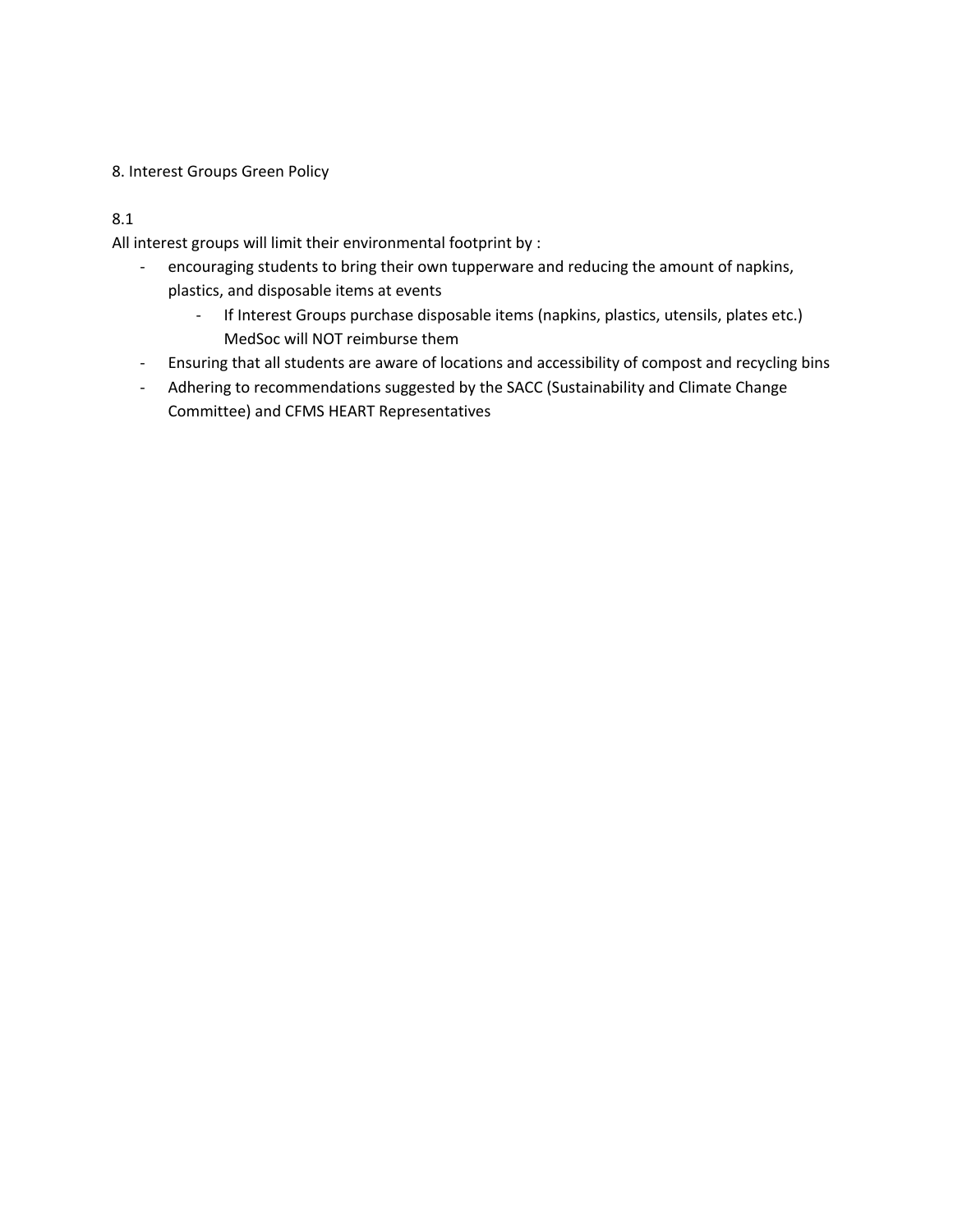## 8. Interest Groups Green Policy

8.1

All interest groups will limit their environmental footprint by :

- encouraging students to bring their own tupperware and reducing the amount of napkins, plastics, and disposable items at events
    - If Interest Groups purchase disposable items (napkins, plastics, utensils, plates etc.) MedSoc will NOT reimburse them
- Ensuring that all students are aware of locations and accessibility of compost and recycling bins
- Adhering to recommendations suggested by the SACC (Sustainability and Climate Change Committee) and CFMS HEART Representatives